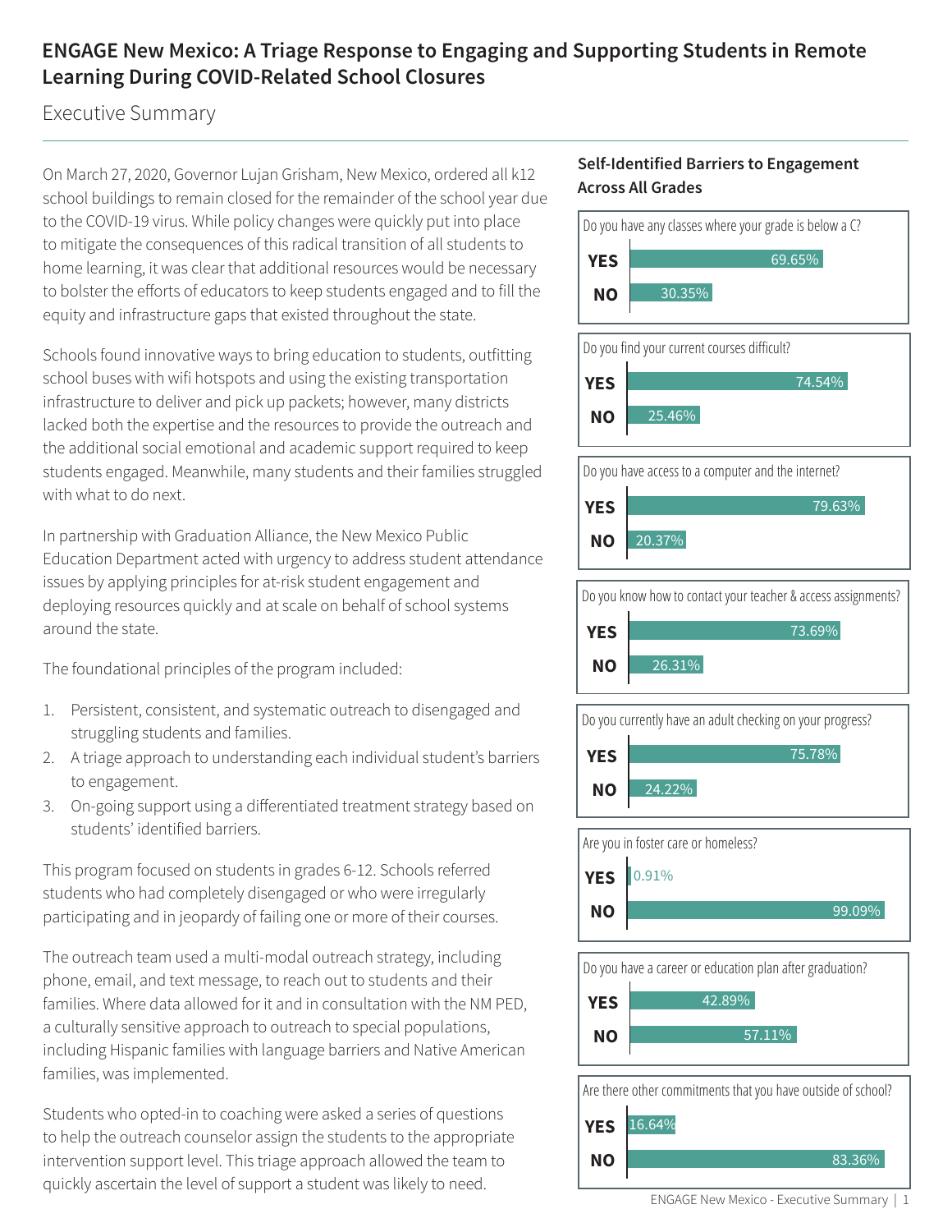# ENGAGE New Mexico: A Triage Response to Engaging and Supporting Students in Remote Learning During COVID-Related School Closures

## Executive Summary

On March 27, 2020, Governor Lujan Grisham, New Mexico, ordered all k12 school buildings to remain closed for the remainder of the school year due to the COVID-19 virus. While policy changes were quickly put into place to mitigate the consequences of this radical transition of all students to home learning, it was clear that additional resources would be necessary to bolster the efforts of educators to keep students engaged and to fill the equity and infrastructure gaps that existed throughout the state.

Schools found innovative ways to bring education to students, outfitting school buses with wifi hotspots and using the existing transportation infrastructure to deliver and pick up packets; however, many districts lacked both the expertise and the resources to provide the outreach and the additional social emotional and academic support required to keep students engaged. Meanwhile, many students and their families struggled with what to do next.

In partnership with Graduation Alliance, the New Mexico Public Education Department acted with urgency to address student attendance issues by applying principles for at-risk student engagement and deploying resources quickly and at scale on behalf of school systems around the state.

The foundational principles of the program included:

1. Persistent, consistent, and systematic outreach to disengaged and struggling students and families.
2. A triage approach to understanding each individual student's barriers to engagement.
3. On-going support using a differentiated treatment strategy based on students' identified barriers.

This program focused on students in grades 6-12. Schools referred students who had completely disengaged or who were irregularly participating and in jeopardy of failing one or more of their courses.

The outreach team used a multi-modal outreach strategy, including phone, email, and text message, to reach out to students and their families. Where data allowed for it and in consultation with the NM PED, a culturally sensitive approach to outreach to special populations, including Hispanic families with language barriers and Native American families, was implemented.

Students who opted-in to coaching were asked a series of questions to help the outreach counselor assign the students to the appropriate intervention support level. This triage approach allowed the team to quickly ascertain the level of support a student was likely to need.

### Self-Identified Barriers to Engagement Across All Grades

| Question | YES | NO |
|---|---|---|
| Do you have any classes where your grade is below a C? | 69.65% | 30.35% |
| Do you find your current courses difficult? | 74.54% | 25.46% |
| Do you have access to a computer and the internet? | 79.63% | 20.37% |
| Do you know how to contact your teacher & access assignments? | 73.69% | 26.31% |
| Do you currently have an adult checking on your progress? | 75.78% | 24.22% |
| Are you in foster care or homeless? | 0.91% | 99.09% |
| Do you have a career or education plan after graduation? | 42.89% | 57.11% |
| Are there other commitments that you have outside of school? | 16.64% | 83.36% |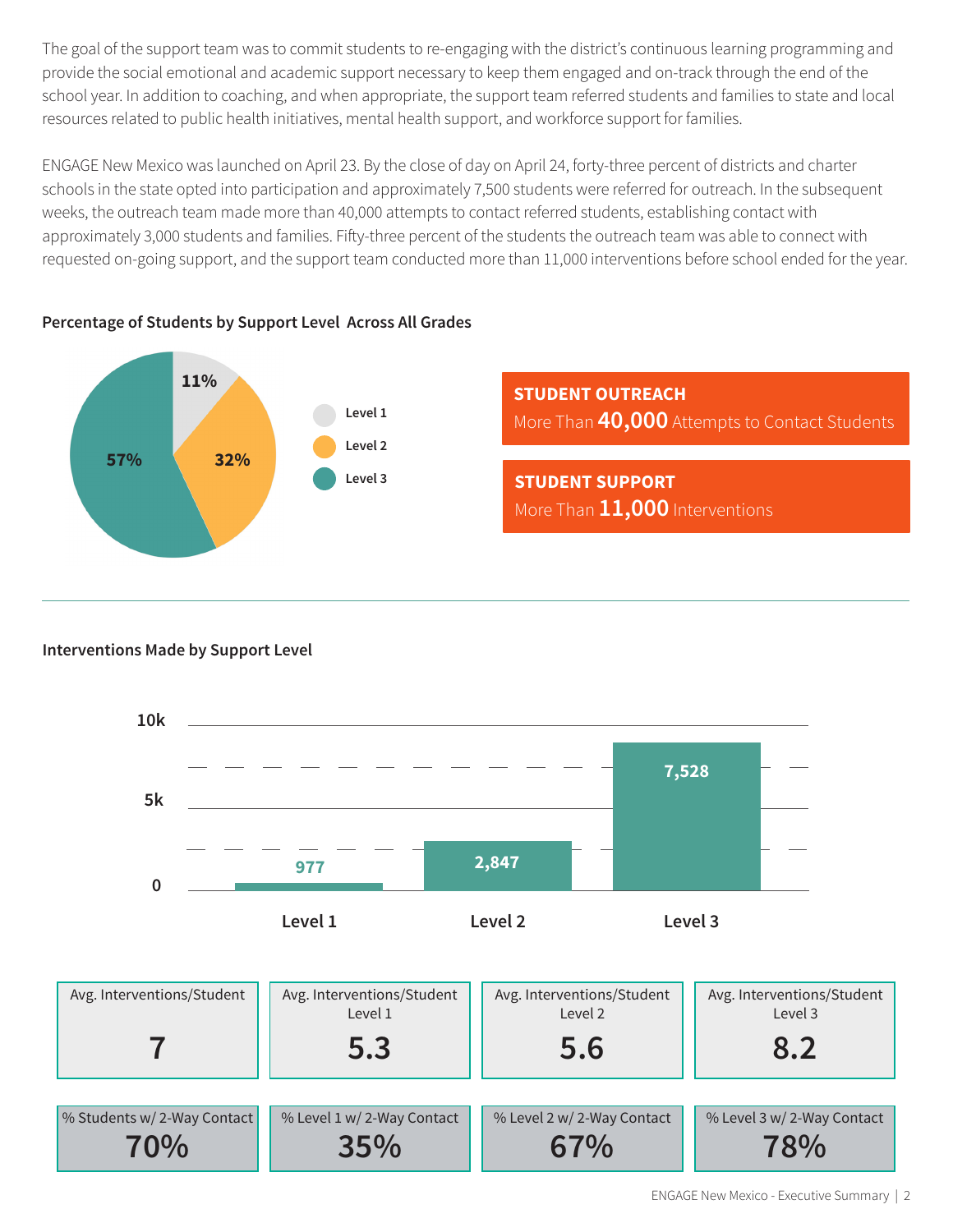The goal of the support team was to commit students to re-engaging with the district's continuous learning programming and provide the social emotional and academic support necessary to keep them engaged and on-track through the end of the school year. In addition to coaching, and when appropriate, the support team referred students and families to state and local resources related to public health initiatives, mental health support, and workforce support for families.

ENGAGE New Mexico was launched on April 23. By the close of day on April 24, forty-three percent of districts and charter schools in the state opted into participation and approximately 7,500 students were referred for outreach. In the subsequent weeks, the outreach team made more than 40,000 attempts to contact referred students, establishing contact with approximately 3,000 students and families. Fifty-three percent of the students the outreach team was able to connect with requested on-going support, and the support team conducted more than 11,000 interventions before school ended for the year.

### Percentage of Students by Support Level Across All Grades

| Support Level | Percentage |
|---|---|
| Level 1 | 11% |
| Level 2 | 32% |
| Level 3 | 57% |

**STUDENT OUTREACH**
More Than **40,000** Attempts to Contact Students

**STUDENT SUPPORT**
More Than **11,000** Interventions

---

### Interventions Made by Support Level

| Support Level | Interventions |
|---|---|
| Level 1 | 977 |
| Level 2 | 2,847 |
| Level 3 | 7,528 |

| Avg. Interventions/Student | Avg. Interventions/Student Level 1 | Avg. Interventions/Student Level 2 | Avg. Interventions/Student Level 3 |
|---|---|---|---|
| 7 | 5.3 | 5.6 | 8.2 |

| % Students w/ 2-Way Contact | % Level 1 w/ 2-Way Contact | % Level 2 w/ 2-Way Contact | % Level 3 w/ 2-Way Contact |
|---|---|---|---|
| 70% | 35% | 67% | 78% |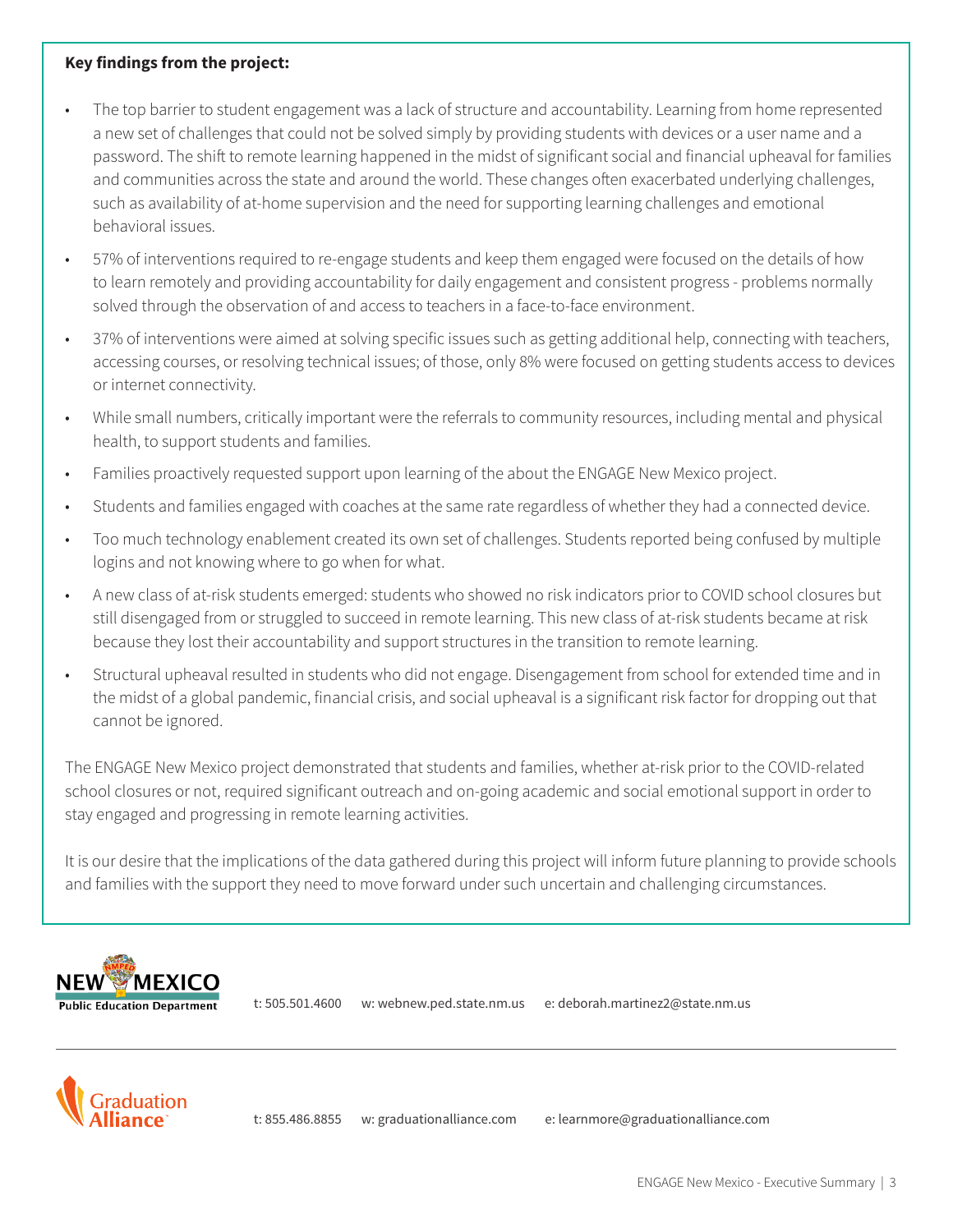**Key findings from the project:**

- The top barrier to student engagement was a lack of structure and accountability. Learning from home represented a new set of challenges that could not be solved simply by providing students with devices or a user name and a password. The shift to remote learning happened in the midst of significant social and financial upheaval for families and communities across the state and around the world. These changes often exacerbated underlying challenges, such as availability of at-home supervision and the need for supporting learning challenges and emotional behavioral issues.
- 57% of interventions required to re-engage students and keep them engaged were focused on the details of how to learn remotely and providing accountability for daily engagement and consistent progress - problems normally solved through the observation of and access to teachers in a face-to-face environment.
- 37% of interventions were aimed at solving specific issues such as getting additional help, connecting with teachers, accessing courses, or resolving technical issues; of those, only 8% were focused on getting students access to devices or internet connectivity.
- While small numbers, critically important were the referrals to community resources, including mental and physical health, to support students and families.
- Families proactively requested support upon learning of the about the ENGAGE New Mexico project.
- Students and families engaged with coaches at the same rate regardless of whether they had a connected device.
- Too much technology enablement created its own set of challenges. Students reported being confused by multiple logins and not knowing where to go when for what.
- A new class of at-risk students emerged: students who showed no risk indicators prior to COVID school closures but still disengaged from or struggled to succeed in remote learning. This new class of at-risk students became at risk because they lost their accountability and support structures in the transition to remote learning.
- Structural upheaval resulted in students who did not engage. Disengagement from school for extended time and in the midst of a global pandemic, financial crisis, and social upheaval is a significant risk factor for dropping out that cannot be ignored.

The ENGAGE New Mexico project demonstrated that students and families, whether at-risk prior to the COVID-related school closures or not, required significant outreach and on-going academic and social emotional support in order to stay engaged and progressing in remote learning activities.

It is our desire that the implications of the data gathered during this project will inform future planning to provide schools and families with the support they need to move forward under such uncertain and challenging circumstances.

NEW MEXICO Public Education Department

t: 505.501.4600 w: webnew.ped.state.nm.us e: deborah.martinez2@state.nm.us

Graduation Alliance

t: 855.486.8855 w: graduationalliance.com e: learnmore@graduationalliance.com